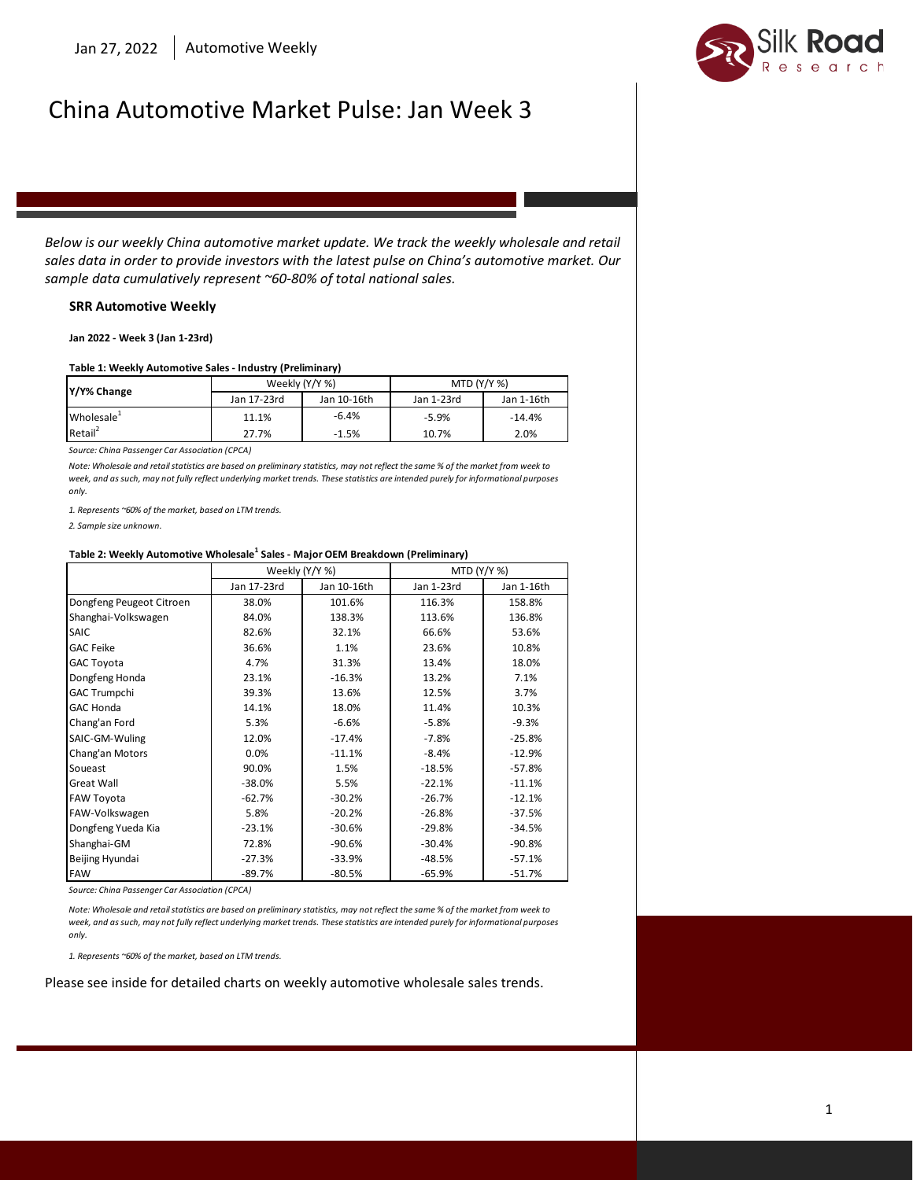Jan 27, 2022 | Automotive Weekly

# China Automotive Market Pulse: Jan Week 3

*Below is our weekly China automotive market update. We track the weekly wholesale and retail sales data in order to provide investors with the latest pulse on China's automotive market. Our sample data cumulatively represent ~60-80% of total national sales.*

### SRR Automotive Weekly

**Jan 2022 - Week 3 (Jan 1-23rd)**

**Table 1: Weekly Automotive Sales - Industry (Preliminary)**

| Y/Y% Change | Weekly (Y/Y %) | | MTD (Y/Y %) | |
|---|---|---|---|---|
| | Jan 17-23rd | Jan 10-16th | Jan 1-23rd | Jan 1-16th |
| Wholesale[1] | 11.1% | -6.4% | -5.9% | -14.4% |
| Retail[2] | 27.7% | -1.5% | 10.7% | 2.0% |

*Source: China Passenger Car Association (CPCA)*

*Note: Wholesale and retail statistics are based on preliminary statistics, may not reflect the same % of the market from week to week, and as such, may not fully reflect underlying market trends. These statistics are intended purely for informational purposes only.*

*1. Represents ~60% of the market, based on LTM trends.*

*2. Sample size unknown.*

**Table 2: Weekly Automotive Wholesale[1] Sales - Major OEM Breakdown (Preliminary)**

| | Weekly (Y/Y %) | | MTD (Y/Y %) | |
|---|---|---|---|---|
| | Jan 17-23rd | Jan 10-16th | Jan 1-23rd | Jan 1-16th |
| Dongfeng Peugeot Citroen | 38.0% | 101.6% | 116.3% | 158.8% |
| Shanghai-Volkswagen | 84.0% | 138.3% | 113.6% | 136.8% |
| SAIC | 82.6% | 32.1% | 66.6% | 53.6% |
| GAC Feike | 36.6% | 1.1% | 23.6% | 10.8% |
| GAC Toyota | 4.7% | 31.3% | 13.4% | 18.0% |
| Dongfeng Honda | 23.1% | -16.3% | 13.2% | 7.1% |
| GAC Trumpchi | 39.3% | 13.6% | 12.5% | 3.7% |
| GAC Honda | 14.1% | 18.0% | 11.4% | 10.3% |
| Chang'an Ford | 5.3% | -6.6% | -5.8% | -9.3% |
| SAIC-GM-Wuling | 12.0% | -17.4% | -7.8% | -25.8% |
| Chang'an Motors | 0.0% | -11.1% | -8.4% | -12.9% |
| Soueast | 90.0% | 1.5% | -18.5% | -57.8% |
| Great Wall | -38.0% | 5.5% | -22.1% | -11.1% |
| FAW Toyota | -62.7% | -30.2% | -26.7% | -12.1% |
| FAW-Volkswagen | 5.8% | -20.2% | -26.8% | -37.5% |
| Dongfeng Yueda Kia | -23.1% | -30.6% | -29.8% | -34.5% |
| Shanghai-GM | 72.8% | -90.6% | -30.4% | -90.8% |
| Beijing Hyundai | -27.3% | -33.9% | -48.5% | -57.1% |
| FAW | -89.7% | -80.5% | -65.9% | -51.7% |

*Source: China Passenger Car Association (CPCA)*

*Note: Wholesale and retail statistics are based on preliminary statistics, may not reflect the same % of the market from week to week, and as such, may not fully reflect underlying market trends. These statistics are intended purely for informational purposes only.*

*1. Represents ~60% of the market, based on LTM trends.*

Please see inside for detailed charts on weekly automotive wholesale sales trends.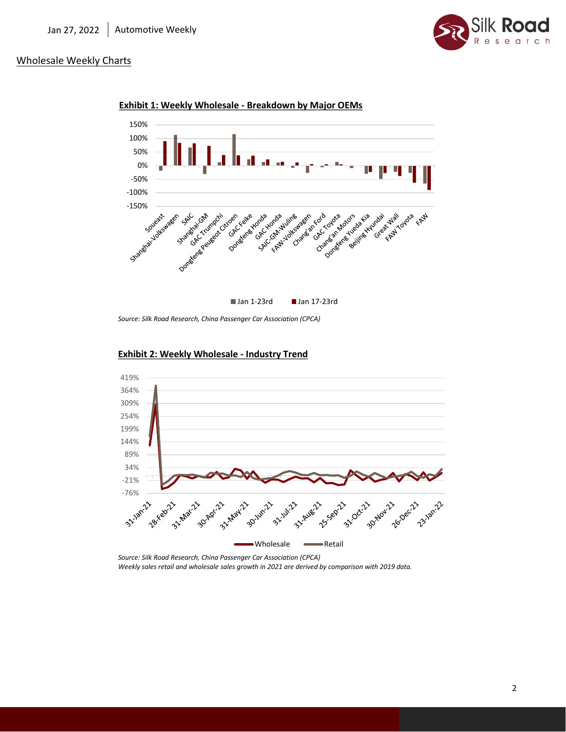## Wholesale Weekly Charts

**Exhibit 1: Weekly Wholesale - Breakdown by Major OEMs**

Source: *Silk Road Research, China Passenger Car Association (CPCA)*

**Exhibit 2: Weekly Wholesale - Industry Trend**

*Source: Silk Road Research, China Passenger Car Association (CPCA)*
*Weekly sales retail and wholesale sales growth in 2021 are derived by comparison with 2019 data.*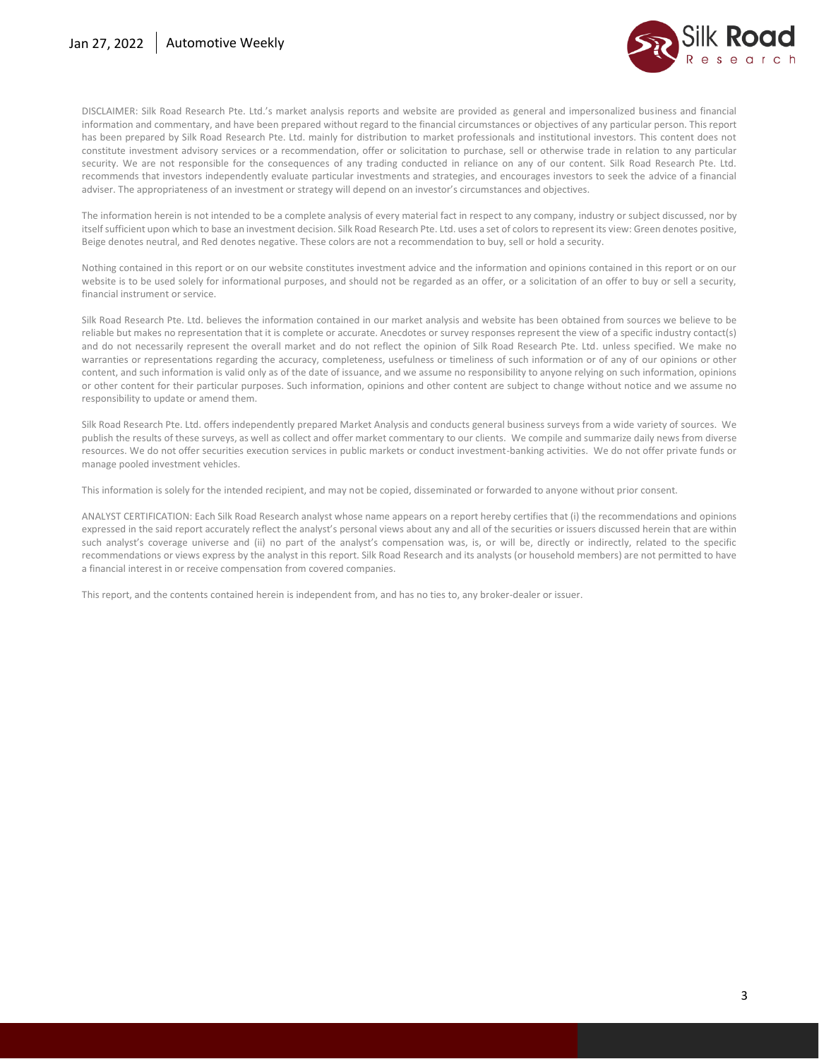DISCLAIMER: Silk Road Research Pte. Ltd.'s market analysis reports and website are provided as general and impersonalized business and financial information and commentary, and have been prepared without regard to the financial circumstances or objectives of any particular person. This report has been prepared by Silk Road Research Pte. Ltd. mainly for distribution to market professionals and institutional investors. This content does not constitute investment advisory services or a recommendation, offer or solicitation to purchase, sell or otherwise trade in relation to any particular security. We are not responsible for the consequences of any trading conducted in reliance on any of our content. Silk Road Research Pte. Ltd. recommends that investors independently evaluate particular investments and strategies, and encourages investors to seek the advice of a financial adviser. The appropriateness of an investment or strategy will depend on an investor's circumstances and objectives.

The information herein is not intended to be a complete analysis of every material fact in respect to any company, industry or subject discussed, nor by itself sufficient upon which to base an investment decision. Silk Road Research Pte. Ltd. uses a set of colors to represent its view: Green denotes positive, Beige denotes neutral, and Red denotes negative. These colors are not a recommendation to buy, sell or hold a security.

Nothing contained in this report or on our website constitutes investment advice and the information and opinions contained in this report or on our website is to be used solely for informational purposes, and should not be regarded as an offer, or a solicitation of an offer to buy or sell a security, financial instrument or service.

Silk Road Research Pte. Ltd. believes the information contained in our market analysis and website has been obtained from sources we believe to be reliable but makes no representation that it is complete or accurate. Anecdotes or survey responses represent the view of a specific industry contact(s) and do not necessarily represent the overall market and do not reflect the opinion of Silk Road Research Pte. Ltd. unless specified. We make no warranties or representations regarding the accuracy, completeness, usefulness or timeliness of such information or of any of our opinions or other content, and such information is valid only as of the date of issuance, and we assume no responsibility to anyone relying on such information, opinions or other content for their particular purposes. Such information, opinions and other content are subject to change without notice and we assume no responsibility to update or amend them.

Silk Road Research Pte. Ltd. offers independently prepared Market Analysis and conducts general business surveys from a wide variety of sources. We publish the results of these surveys, as well as collect and offer market commentary to our clients. We compile and summarize daily news from diverse resources. We do not offer securities execution services in public markets or conduct investment-banking activities. We do not offer private funds or manage pooled investment vehicles.

This information is solely for the intended recipient, and may not be copied, disseminated or forwarded to anyone without prior consent.

ANALYST CERTIFICATION: Each Silk Road Research analyst whose name appears on a report hereby certifies that (i) the recommendations and opinions expressed in the said report accurately reflect the analyst's personal views about any and all of the securities or issuers discussed herein that are within such analyst's coverage universe and (ii) no part of the analyst's compensation was, is, or will be, directly or indirectly, related to the specific recommendations or views express by the analyst in this report. Silk Road Research and its analysts (or household members) are not permitted to have a financial interest in or receive compensation from covered companies.

This report, and the contents contained herein is independent from, and has no ties to, any broker-dealer or issuer.